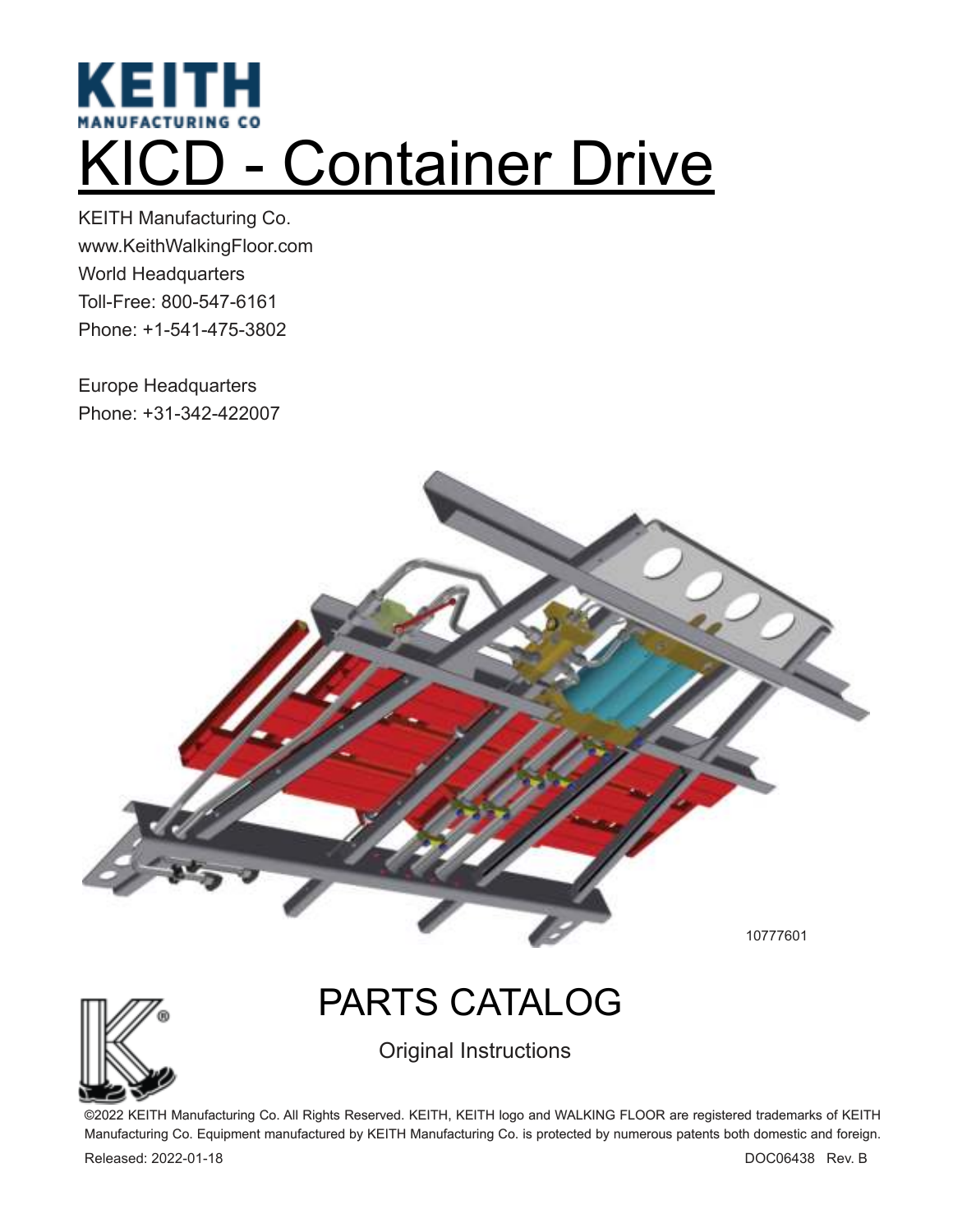KEITH

MANUFACTURING CO

# KICD - Container Drive

KEITH Manufacturing Co.
www.KeithWalkingFloor.com
World Headquarters
Toll-Free: 800-547-6161
Phone: +1-541-475-3802

Europe Headquarters
Phone: +31-342-422007

10777601

## PARTS CATALOG

Original Instructions

©2022 KEITH Manufacturing Co. All Rights Reserved. KEITH, KEITH logo and WALKING FLOOR are registered trademarks of KEITH Manufacturing Co. Equipment manufactured by KEITH Manufacturing Co. is protected by numerous patents both domestic and foreign.

Released: 2022-01-18

DOC06438 Rev. B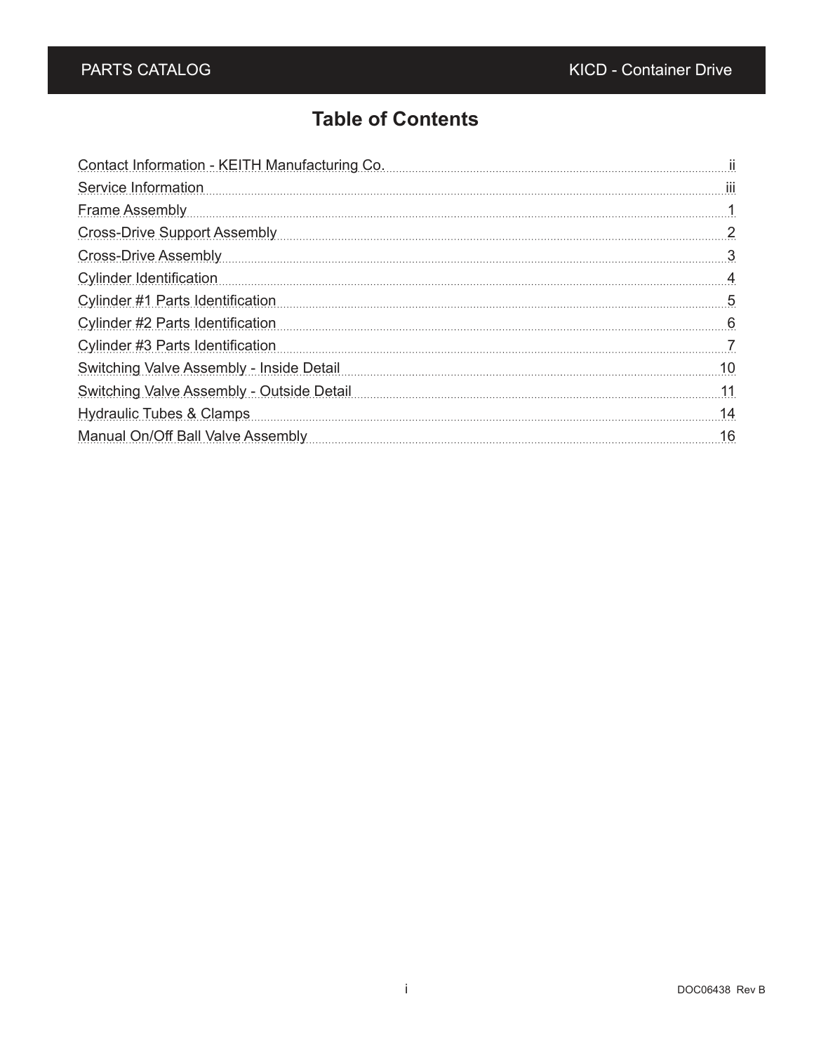# Table of Contents

| Section | Page |
| --- | --- |
| Contact Information - KEITH Manufacturing Co. | ii |
| Service Information | iii |
| Frame Assembly | 1 |
| Cross-Drive Support Assembly | 2 |
| Cross-Drive Assembly | 3 |
| Cylinder Identification | 4 |
| Cylinder #1 Parts Identification | 5 |
| Cylinder #2 Parts Identification | 6 |
| Cylinder #3 Parts Identification | 7 |
| Switching Valve Assembly - Inside Detail | 10 |
| Switching Valve Assembly - Outside Detail | 11 |
| Hydraulic Tubes & Clamps | 14 |
| Manual On/Off Ball Valve Assembly | 16 |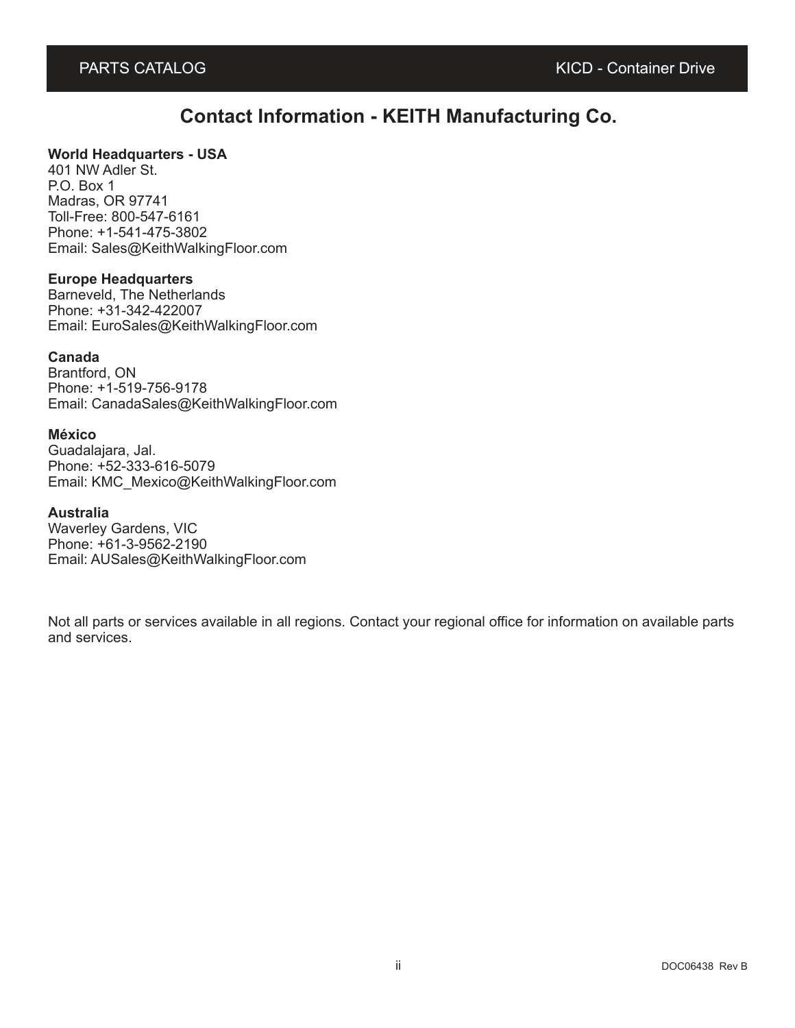# Contact Information - KEITH Manufacturing Co.

**World Headquarters - USA**
401 NW Adler St.
P.O. Box 1
Madras, OR 97741
Toll-Free: 800-547-6161
Phone: +1-541-475-3802
Email: Sales@KeithWalkingFloor.com

**Europe Headquarters**
Barneveld, The Netherlands
Phone: +31-342-422007
Email: EuroSales@KeithWalkingFloor.com

**Canada**
Brantford, ON
Phone: +1-519-756-9178
Email: CanadaSales@KeithWalkingFloor.com

**México**
Guadalajara, Jal.
Phone: +52-333-616-5079
Email: KMC_Mexico@KeithWalkingFloor.com

**Australia**
Waverley Gardens, VIC
Phone: +61-3-9562-2190
Email: AUSales@KeithWalkingFloor.com

Not all parts or services available in all regions. Contact your regional office for information on available parts and services.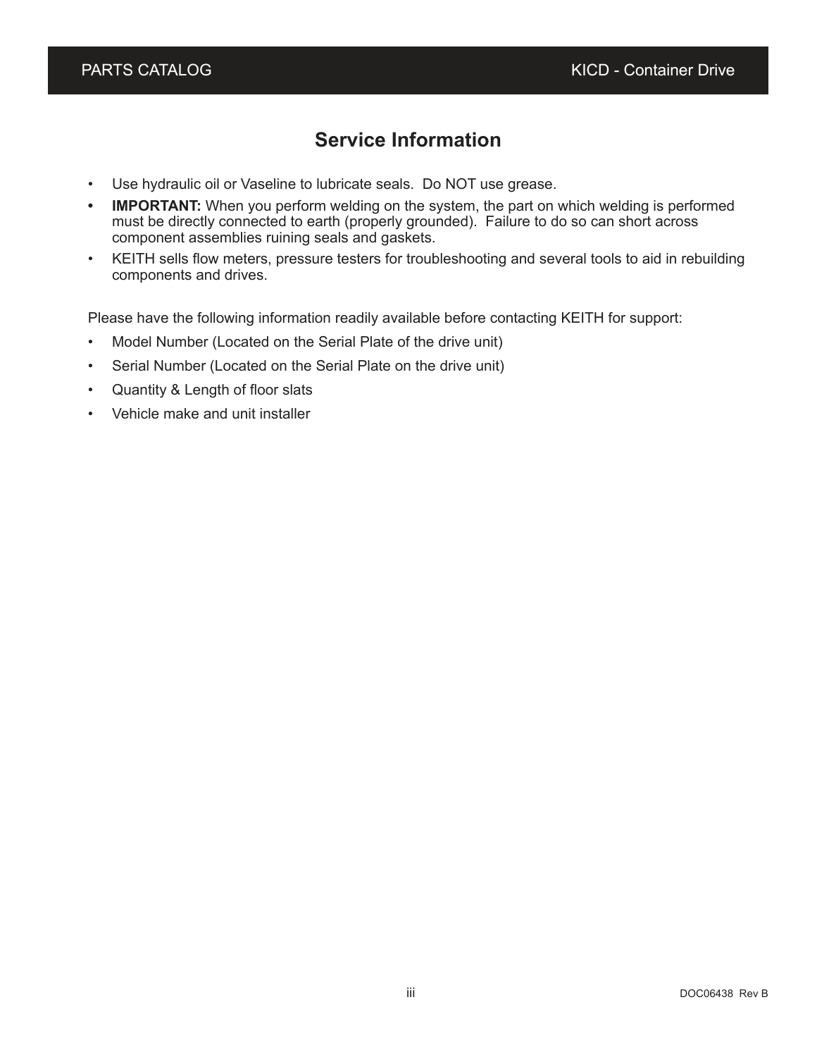## Service Information

- Use hydraulic oil or Vaseline to lubricate seals. Do NOT use grease.
- **IMPORTANT:** When you perform welding on the system, the part on which welding is performed must be directly connected to earth (properly grounded). Failure to do so can short across component assemblies ruining seals and gaskets.
- KEITH sells flow meters, pressure testers for troubleshooting and several tools to aid in rebuilding components and drives.

Please have the following information readily available before contacting KEITH for support:

- Model Number (Located on the Serial Plate of the drive unit)
- Serial Number (Located on the Serial Plate on the drive unit)
- Quantity & Length of floor slats
- Vehicle make and unit installer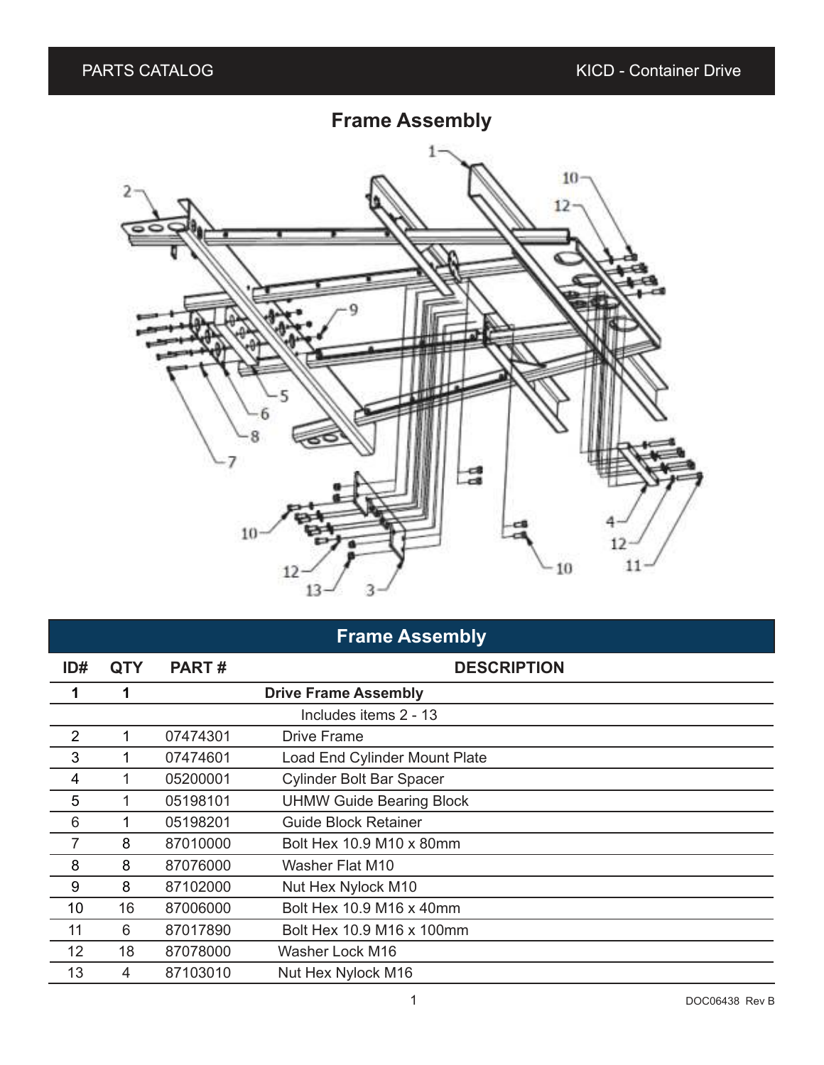# Frame Assembly

| ID# | QTY | PART # | DESCRIPTION |
|---|---|---|---|
| **1** | **1** | | **Drive Frame Assembly** |
| | | | Includes items 2 - 13 |
| 2 | 1 | 07474301 | Drive Frame |
| 3 | 1 | 07474601 | Load End Cylinder Mount Plate |
| 4 | 1 | 05200001 | Cylinder Bolt Bar Spacer |
| 5 | 1 | 05198101 | UHMW Guide Bearing Block |
| 6 | 1 | 05198201 | Guide Block Retainer |
| 7 | 8 | 87010000 | Bolt Hex 10.9 M10 x 80mm |
| 8 | 8 | 87076000 | Washer Flat M10 |
| 9 | 8 | 87102000 | Nut Hex Nylock M10 |
| 10 | 16 | 87006000 | Bolt Hex 10.9 M16 x 40mm |
| 11 | 6 | 87017890 | Bolt Hex 10.9 M16 x 100mm |
| 12 | 18 | 87078000 | Washer Lock M16 |
| 13 | 4 | 87103010 | Nut Hex Nylock M16 |

DOC06438 Rev B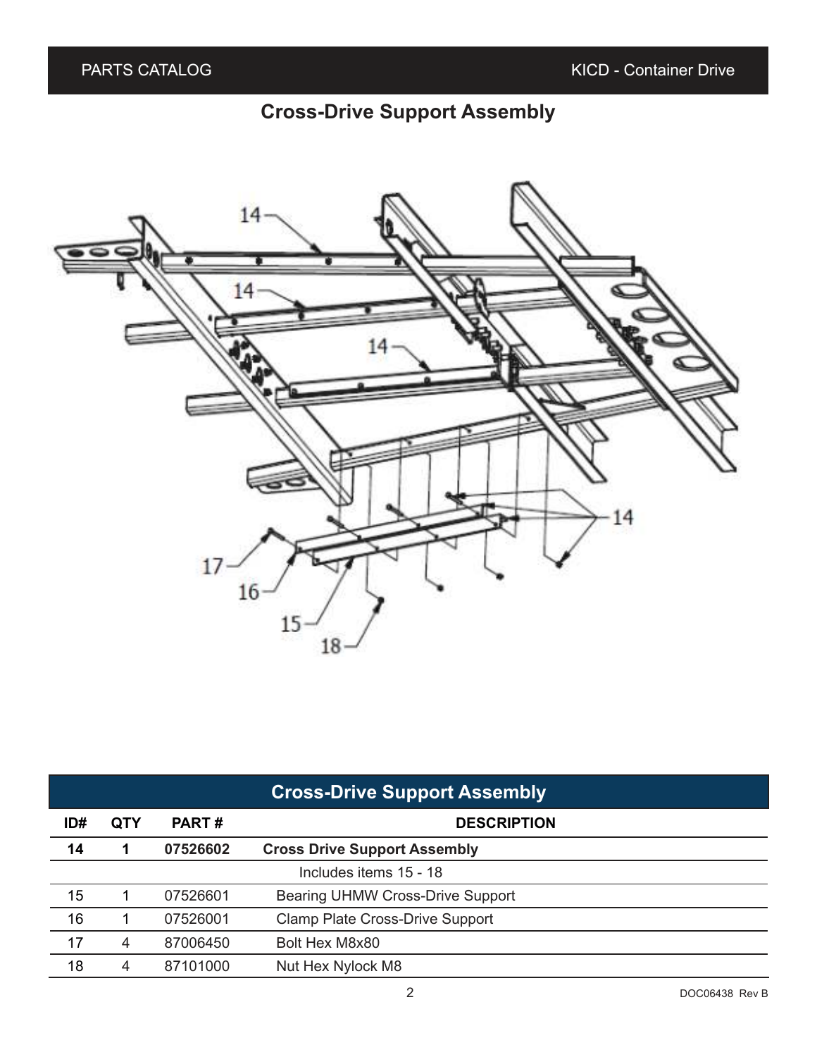# Cross-Drive Support Assembly

| Cross-Drive Support Assembly | | | |
|---|---|---|---|
| ID# | QTY | PART # | DESCRIPTION |
| **14** | **1** | **07526602** | **Cross Drive Support Assembly** |
| | | | Includes items 15 - 18 |
| 15 | 1 | 07526601 | Bearing UHMW Cross-Drive Support |
| 16 | 1 | 07526001 | Clamp Plate Cross-Drive Support |
| 17 | 4 | 87006450 | Bolt Hex M8x80 |
| 18 | 4 | 87101000 | Nut Hex Nylock M8 |

DOC06438 Rev B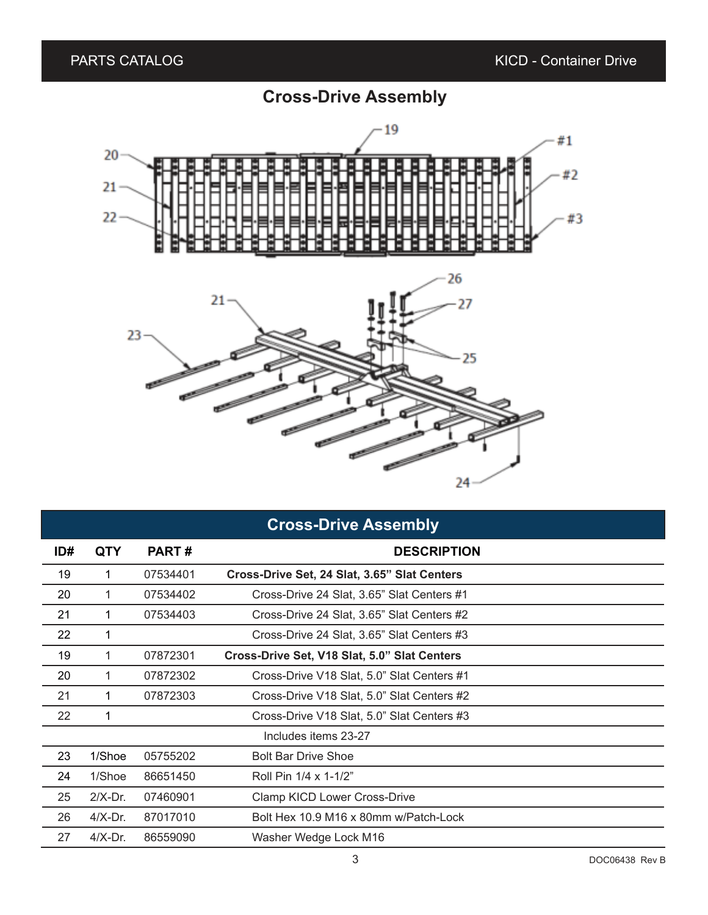## Cross-Drive Assembly

| Cross-Drive Assembly | | | |
|---|---|---|---|
| **ID#** | **QTY** | **PART #** | **DESCRIPTION** |
| 19 | 1 | 07534401 | **Cross-Drive Set, 24 Slat, 3.65" Slat Centers** |
| 20 | 1 | 07534402 | Cross-Drive 24 Slat, 3.65" Slat Centers #1 |
| 21 | 1 | 07534403 | Cross-Drive 24 Slat, 3.65" Slat Centers #2 |
| 22 | 1 | | Cross-Drive 24 Slat, 3.65" Slat Centers #3 |
| 19 | 1 | 07872301 | **Cross-Drive Set, V18 Slat, 5.0" Slat Centers** |
| 20 | 1 | 07872302 | Cross-Drive V18 Slat, 5.0" Slat Centers #1 |
| 21 | 1 | 07872303 | Cross-Drive V18 Slat, 5.0" Slat Centers #2 |
| 22 | 1 | | Cross-Drive V18 Slat, 5.0" Slat Centers #3 |
| | | | Includes items 23-27 |
| 23 | 1/Shoe | 05755202 | Bolt Bar Drive Shoe |
| 24 | 1/Shoe | 86651450 | Roll Pin 1/4 x 1-1/2" |
| 25 | 2/X-Dr. | 07460901 | Clamp KICD Lower Cross-Drive |
| 26 | 4/X-Dr. | 87017010 | Bolt Hex 10.9 M16 x 80mm w/Patch-Lock |
| 27 | 4/X-Dr. | 86559090 | Washer Wedge Lock M16 |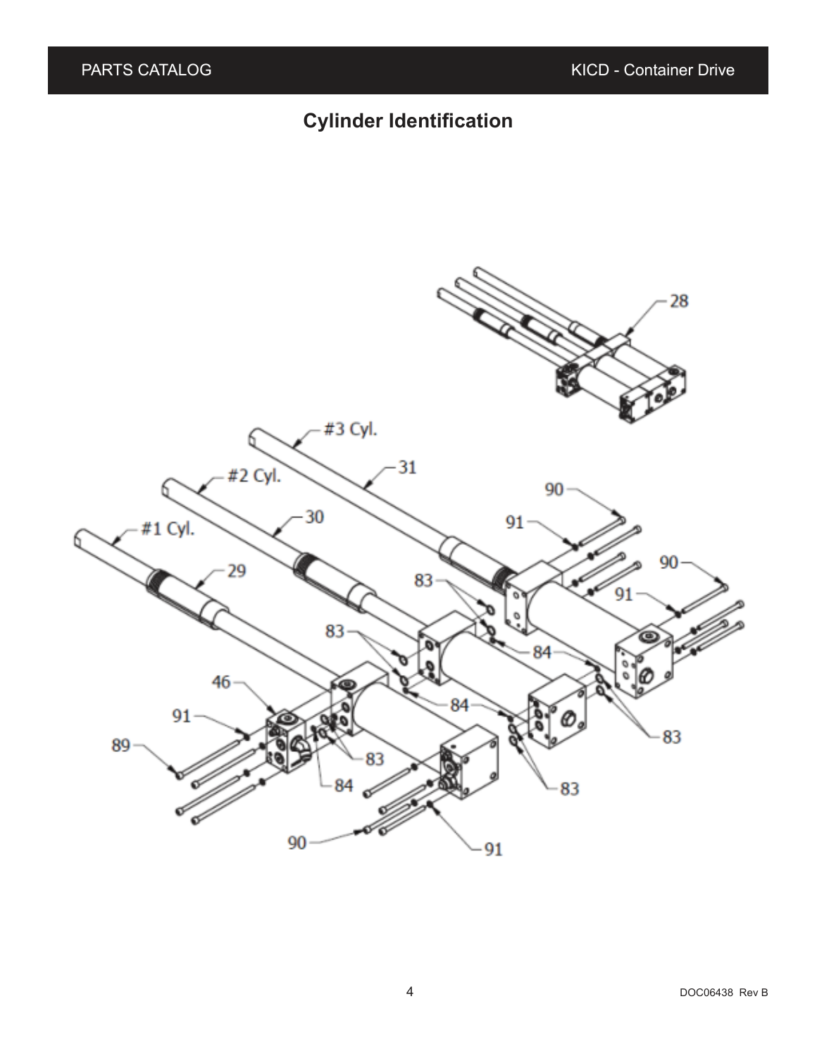# Cylinder Identification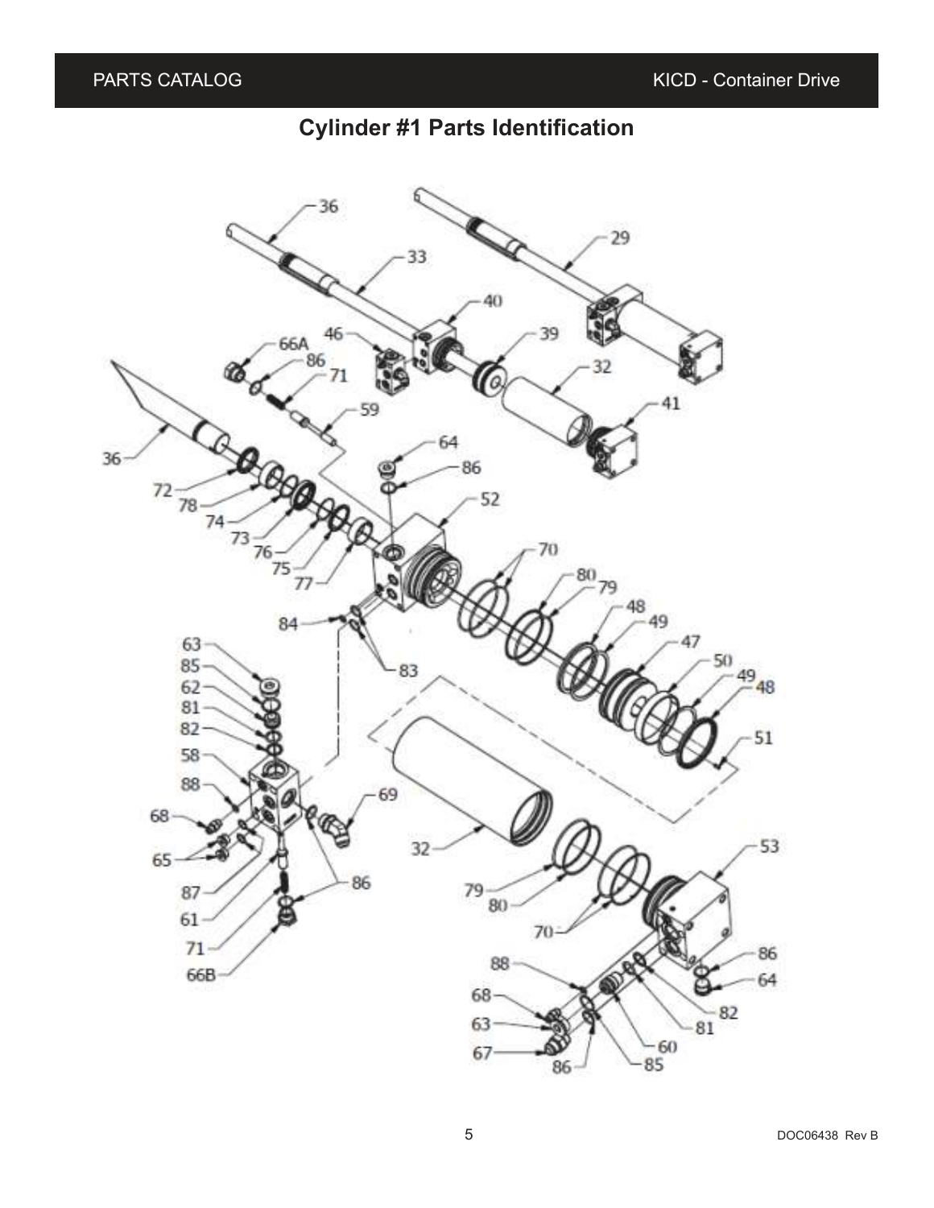# Cylinder #1 Parts Identification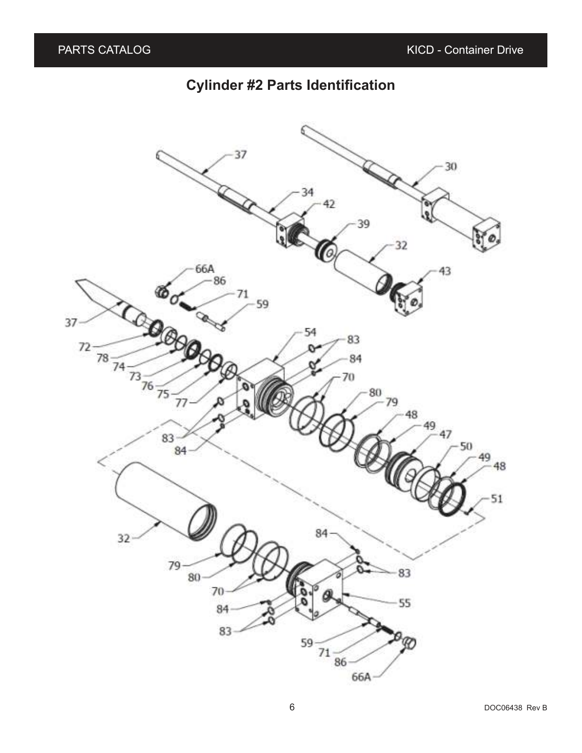# Cylinder #2 Parts Identification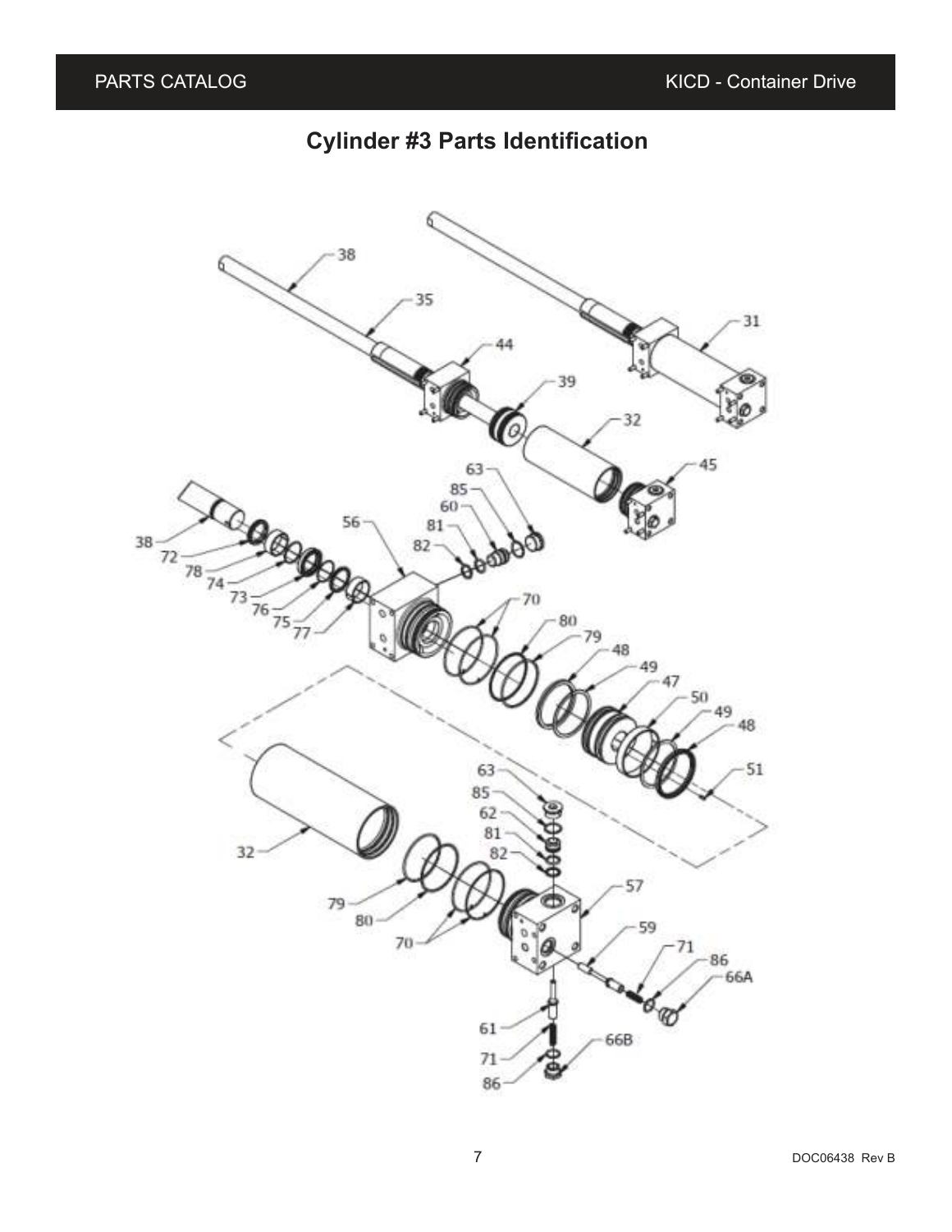# Cylinder #3 Parts Identification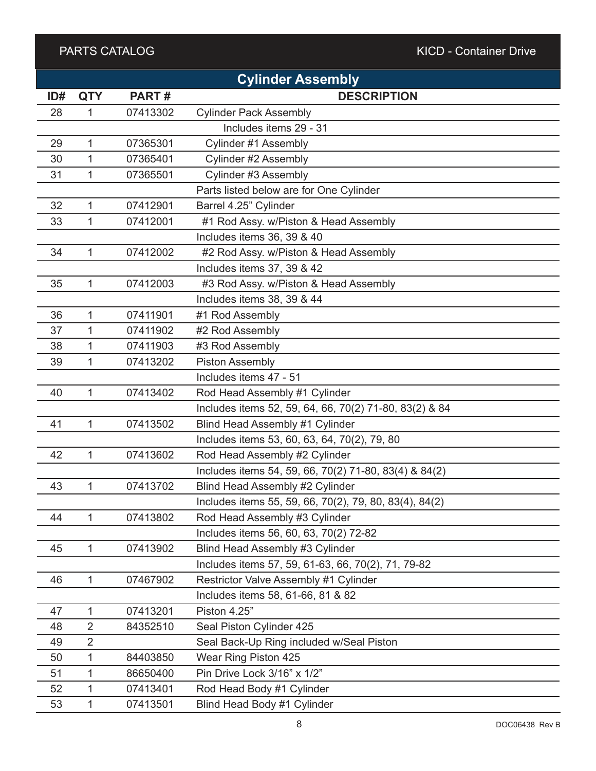## Cylinder Assembly

| ID# | QTY | PART # | DESCRIPTION |
|---|---|---|---|
| 28 | 1 | 07413302 | Cylinder Pack Assembly |
| | | | Includes items 29 - 31 |
| 29 | 1 | 07365301 | Cylinder #1 Assembly |
| 30 | 1 | 07365401 | Cylinder #2 Assembly |
| 31 | 1 | 07365501 | Cylinder #3 Assembly |
| | | | Parts listed below are for One Cylinder |
| 32 | 1 | 07412901 | Barrel 4.25" Cylinder |
| 33 | 1 | 07412001 | #1 Rod Assy. w/Piston & Head Assembly |
| | | | Includes items 36, 39 & 40 |
| 34 | 1 | 07412002 | #2 Rod Assy. w/Piston & Head Assembly |
| | | | Includes items 37, 39 & 42 |
| 35 | 1 | 07412003 | #3 Rod Assy. w/Piston & Head Assembly |
| | | | Includes items 38, 39 & 44 |
| 36 | 1 | 07411901 | #1 Rod Assembly |
| 37 | 1 | 07411902 | #2 Rod Assembly |
| 38 | 1 | 07411903 | #3 Rod Assembly |
| 39 | 1 | 07413202 | Piston Assembly |
| | | | Includes items 47 - 51 |
| 40 | 1 | 07413402 | Rod Head Assembly #1 Cylinder |
| | | | Includes items 52, 59, 64, 66, 70(2) 71-80, 83(2) & 84 |
| 41 | 1 | 07413502 | Blind Head Assembly #1 Cylinder |
| | | | Includes items 53, 60, 63, 64, 70(2), 79, 80 |
| 42 | 1 | 07413602 | Rod Head Assembly #2 Cylinder |
| | | | Includes items 54, 59, 66, 70(2) 71-80, 83(4) & 84(2) |
| 43 | 1 | 07413702 | Blind Head Assembly #2 Cylinder |
| | | | Includes items 55, 59, 66, 70(2), 79, 80, 83(4), 84(2) |
| 44 | 1 | 07413802 | Rod Head Assembly #3 Cylinder |
| | | | Includes items 56, 60, 63, 70(2) 72-82 |
| 45 | 1 | 07413902 | Blind Head Assembly #3 Cylinder |
| | | | Includes items 57, 59, 61-63, 66, 70(2), 71, 79-82 |
| 46 | 1 | 07467902 | Restrictor Valve Assembly #1 Cylinder |
| | | | Includes items 58, 61-66, 81 & 82 |
| 47 | 1 | 07413201 | Piston 4.25" |
| 48 | 2 | 84352510 | Seal Piston Cylinder 425 |
| 49 | 2 | | Seal Back-Up Ring included w/Seal Piston |
| 50 | 1 | 84403850 | Wear Ring Piston 425 |
| 51 | 1 | 86650400 | Pin Drive Lock 3/16" x 1/2" |
| 52 | 1 | 07413401 | Rod Head Body #1 Cylinder |
| 53 | 1 | 07413501 | Blind Head Body #1 Cylinder |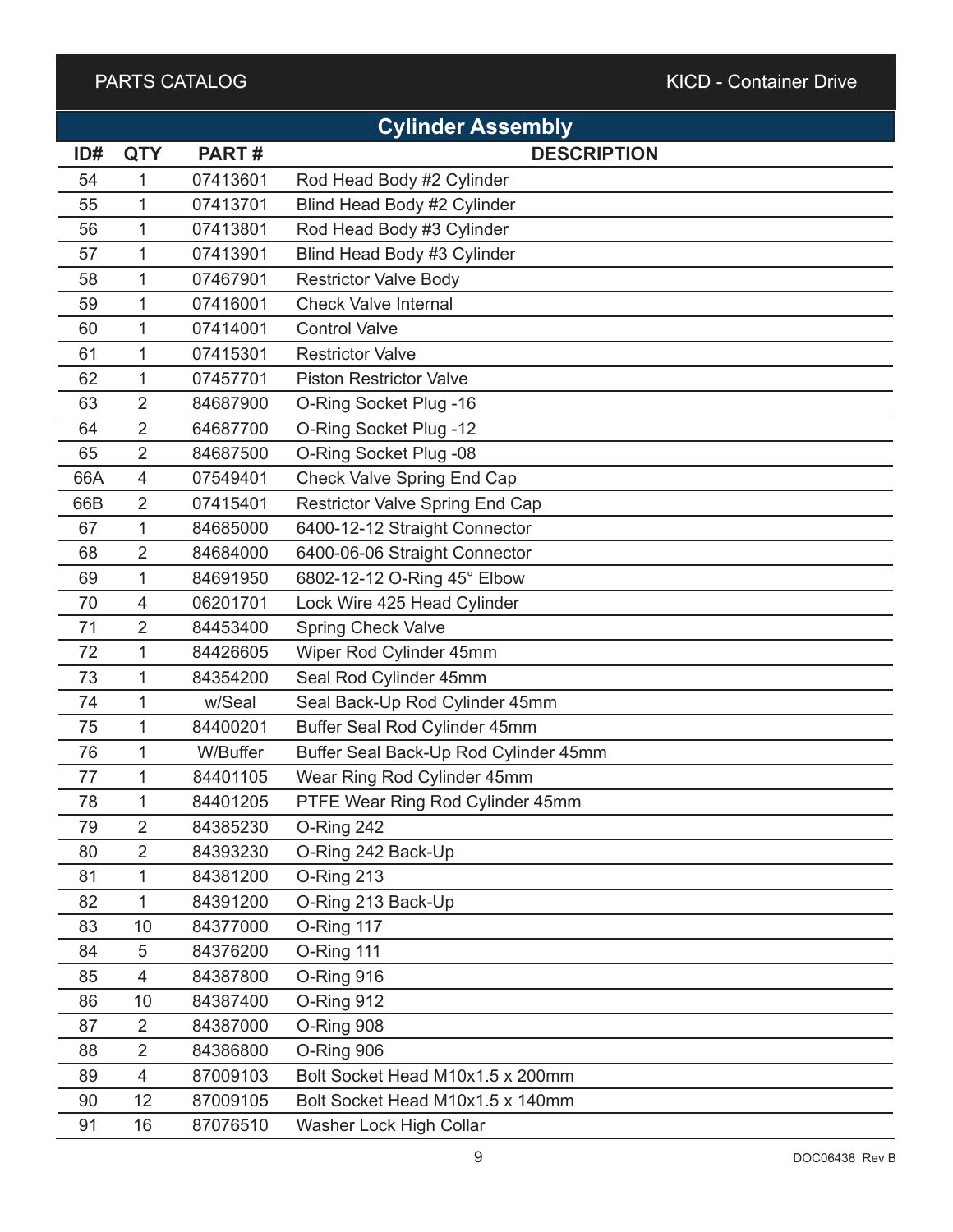## Cylinder Assembly

| ID# | QTY | PART # | DESCRIPTION |
|---|---|---|---|
| 54 | 1 | 07413601 | Rod Head Body #2 Cylinder |
| 55 | 1 | 07413701 | Blind Head Body #2 Cylinder |
| 56 | 1 | 07413801 | Rod Head Body #3 Cylinder |
| 57 | 1 | 07413901 | Blind Head Body #3 Cylinder |
| 58 | 1 | 07467901 | Restrictor Valve Body |
| 59 | 1 | 07416001 | Check Valve Internal |
| 60 | 1 | 07414001 | Control Valve |
| 61 | 1 | 07415301 | Restrictor Valve |
| 62 | 1 | 07457701 | Piston Restrictor Valve |
| 63 | 2 | 84687900 | O-Ring Socket Plug -16 |
| 64 | 2 | 64687700 | O-Ring Socket Plug -12 |
| 65 | 2 | 84687500 | O-Ring Socket Plug -08 |
| 66A | 4 | 07549401 | Check Valve Spring End Cap |
| 66B | 2 | 07415401 | Restrictor Valve Spring End Cap |
| 67 | 1 | 84685000 | 6400-12-12 Straight Connector |
| 68 | 2 | 84684000 | 6400-06-06 Straight Connector |
| 69 | 1 | 84691950 | 6802-12-12 O-Ring 45° Elbow |
| 70 | 4 | 06201701 | Lock Wire 425 Head Cylinder |
| 71 | 2 | 84453400 | Spring Check Valve |
| 72 | 1 | 84426605 | Wiper Rod Cylinder 45mm |
| 73 | 1 | 84354200 | Seal Rod Cylinder 45mm |
| 74 | 1 | w/Seal | Seal Back-Up Rod Cylinder 45mm |
| 75 | 1 | 84400201 | Buffer Seal Rod Cylinder 45mm |
| 76 | 1 | W/Buffer | Buffer Seal Back-Up Rod Cylinder 45mm |
| 77 | 1 | 84401105 | Wear Ring Rod Cylinder 45mm |
| 78 | 1 | 84401205 | PTFE Wear Ring Rod Cylinder 45mm |
| 79 | 2 | 84385230 | O-Ring 242 |
| 80 | 2 | 84393230 | O-Ring 242 Back-Up |
| 81 | 1 | 84381200 | O-Ring 213 |
| 82 | 1 | 84391200 | O-Ring 213 Back-Up |
| 83 | 10 | 84377000 | O-Ring 117 |
| 84 | 5 | 84376200 | O-Ring 111 |
| 85 | 4 | 84387800 | O-Ring 916 |
| 86 | 10 | 84387400 | O-Ring 912 |
| 87 | 2 | 84387000 | O-Ring 908 |
| 88 | 2 | 84386800 | O-Ring 906 |
| 89 | 4 | 87009103 | Bolt Socket Head M10x1.5 x 200mm |
| 90 | 12 | 87009105 | Bolt Socket Head M10x1.5 x 140mm |
| 91 | 16 | 87076510 | Washer Lock High Collar |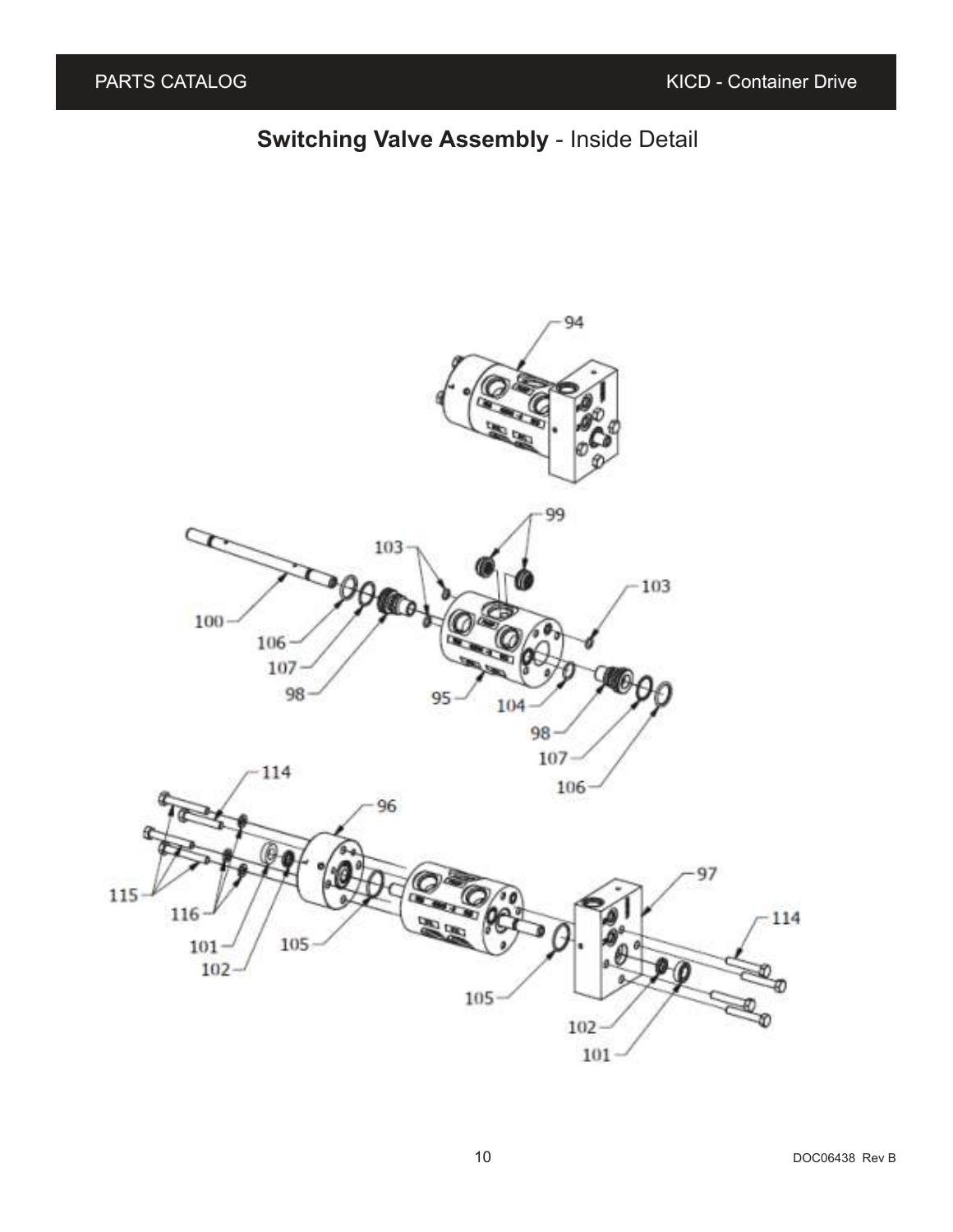# **Switching Valve Assembly** - Inside Detail

94

99

103

103

100

106

107

98

95

104

98

107

106

114

96

97

114

115

116

101

102

105

105

102

101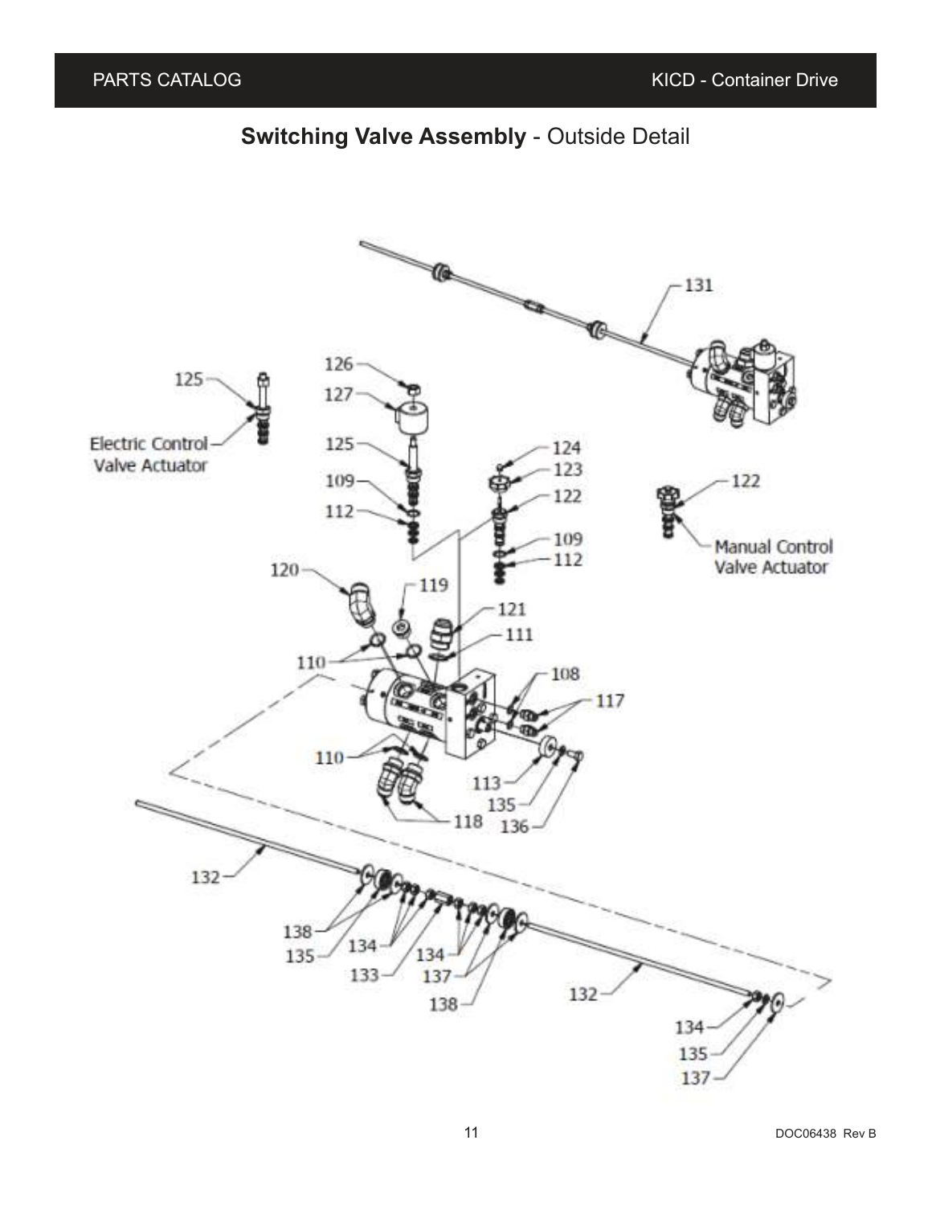## **Switching Valve Assembly** - Outside Detail

Electric Control Valve Actuator

Manual Control Valve Actuator

131, 125, 126, 127, 125, 109, 112, 124, 123, 122, 122, 109, 112, 120, 119, 121, 111, 110, 108, 117, 110, 113, 135, 136, 118, 132, 138, 135, 134, 133, 134, 137, 138, 132, 134, 135, 137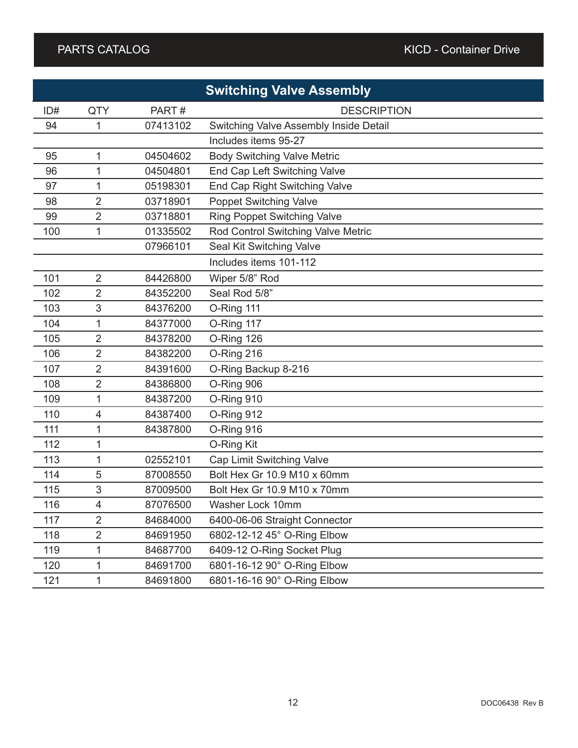## Switching Valve Assembly

| ID# | QTY | PART # | DESCRIPTION |
|---|---|---|---|
| 94 | 1 | 07413102 | Switching Valve Assembly Inside Detail |
| | | | Includes items 95-27 |
| 95 | 1 | 04504602 | Body Switching Valve Metric |
| 96 | 1 | 04504801 | End Cap Left Switching Valve |
| 97 | 1 | 05198301 | End Cap Right Switching Valve |
| 98 | 2 | 03718901 | Poppet Switching Valve |
| 99 | 2 | 03718801 | Ring Poppet Switching Valve |
| 100 | 1 | 01335502 | Rod Control Switching Valve Metric |
| | | 07966101 | Seal Kit Switching Valve |
| | | | Includes items 101-112 |
| 101 | 2 | 84426800 | Wiper 5/8” Rod |
| 102 | 2 | 84352200 | Seal Rod 5/8” |
| 103 | 3 | 84376200 | O-Ring 111 |
| 104 | 1 | 84377000 | O-Ring 117 |
| 105 | 2 | 84378200 | O-Ring 126 |
| 106 | 2 | 84382200 | O-Ring 216 |
| 107 | 2 | 84391600 | O-Ring Backup 8-216 |
| 108 | 2 | 84386800 | O-Ring 906 |
| 109 | 1 | 84387200 | O-Ring 910 |
| 110 | 4 | 84387400 | O-Ring 912 |
| 111 | 1 | 84387800 | O-Ring 916 |
| 112 | 1 | | O-Ring Kit |
| 113 | 1 | 02552101 | Cap Limit Switching Valve |
| 114 | 5 | 87008550 | Bolt Hex Gr 10.9 M10 x 60mm |
| 115 | 3 | 87009500 | Bolt Hex Gr 10.9 M10 x 70mm |
| 116 | 4 | 87076500 | Washer Lock 10mm |
| 117 | 2 | 84684000 | 6400-06-06 Straight Connector |
| 118 | 2 | 84691950 | 6802-12-12 45° O-Ring Elbow |
| 119 | 1 | 84687700 | 6409-12 O-Ring Socket Plug |
| 120 | 1 | 84691700 | 6801-16-12 90° O-Ring Elbow |
| 121 | 1 | 84691800 | 6801-16-16 90° O-Ring Elbow |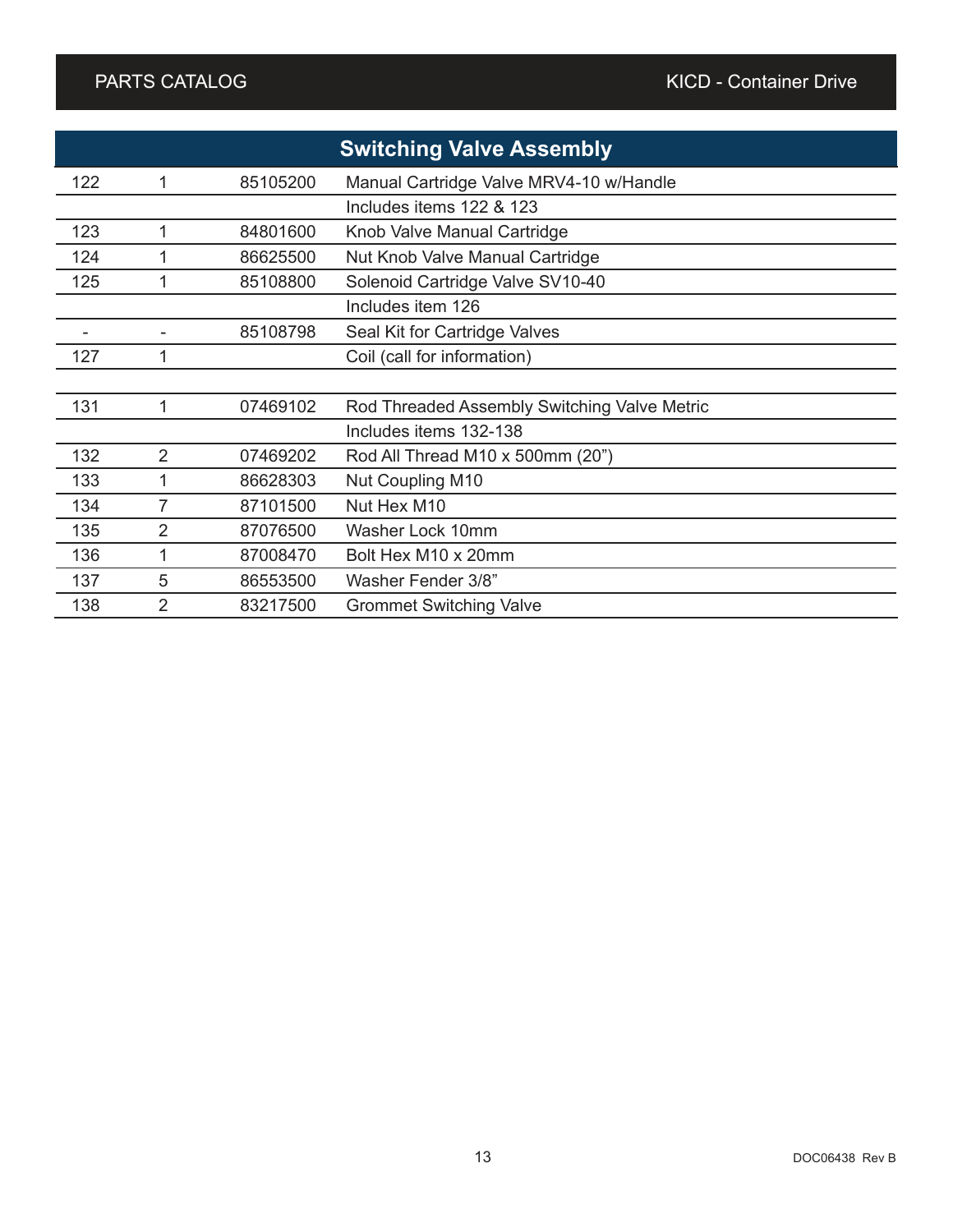## Switching Valve Assembly

| | | | |
|---|---|---|---|
| 122 | 1 | 85105200 | Manual Cartridge Valve MRV4-10 w/Handle |
| | | | Includes items 122 & 123 |
| 123 | 1 | 84801600 | Knob Valve Manual Cartridge |
| 124 | 1 | 86625500 | Nut Knob Valve Manual Cartridge |
| 125 | 1 | 85108800 | Solenoid Cartridge Valve SV10-40 |
| | | | Includes item 126 |
| - | - | 85108798 | Seal Kit for Cartridge Valves |
| 127 | 1 | | Coil (call for information) |
| | | | |
| 131 | 1 | 07469102 | Rod Threaded Assembly Switching Valve Metric |
| | | | Includes items 132-138 |
| 132 | 2 | 07469202 | Rod All Thread M10 x 500mm (20") |
| 133 | 1 | 86628303 | Nut Coupling M10 |
| 134 | 7 | 87101500 | Nut Hex M10 |
| 135 | 2 | 87076500 | Washer Lock 10mm |
| 136 | 1 | 87008470 | Bolt Hex M10 x 20mm |
| 137 | 5 | 86553500 | Washer Fender 3/8" |
| 138 | 2 | 83217500 | Grommet Switching Valve |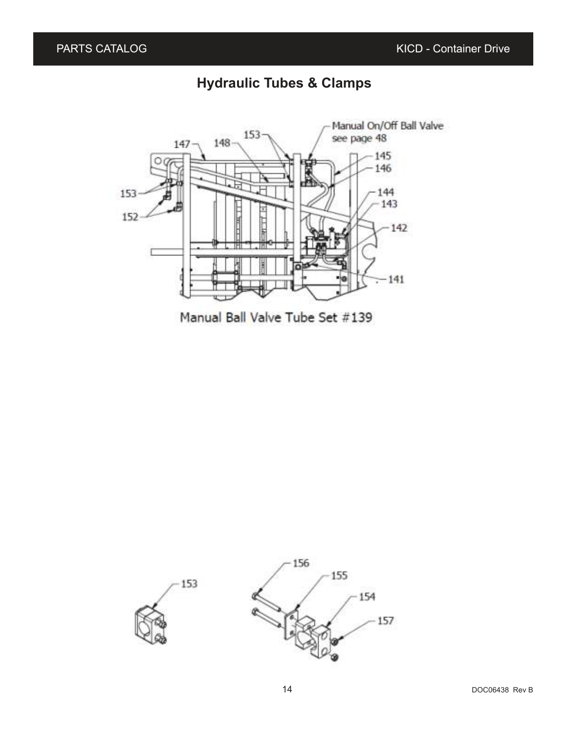# Hydraulic Tubes & Clamps

Manual Ball Valve Tube Set #139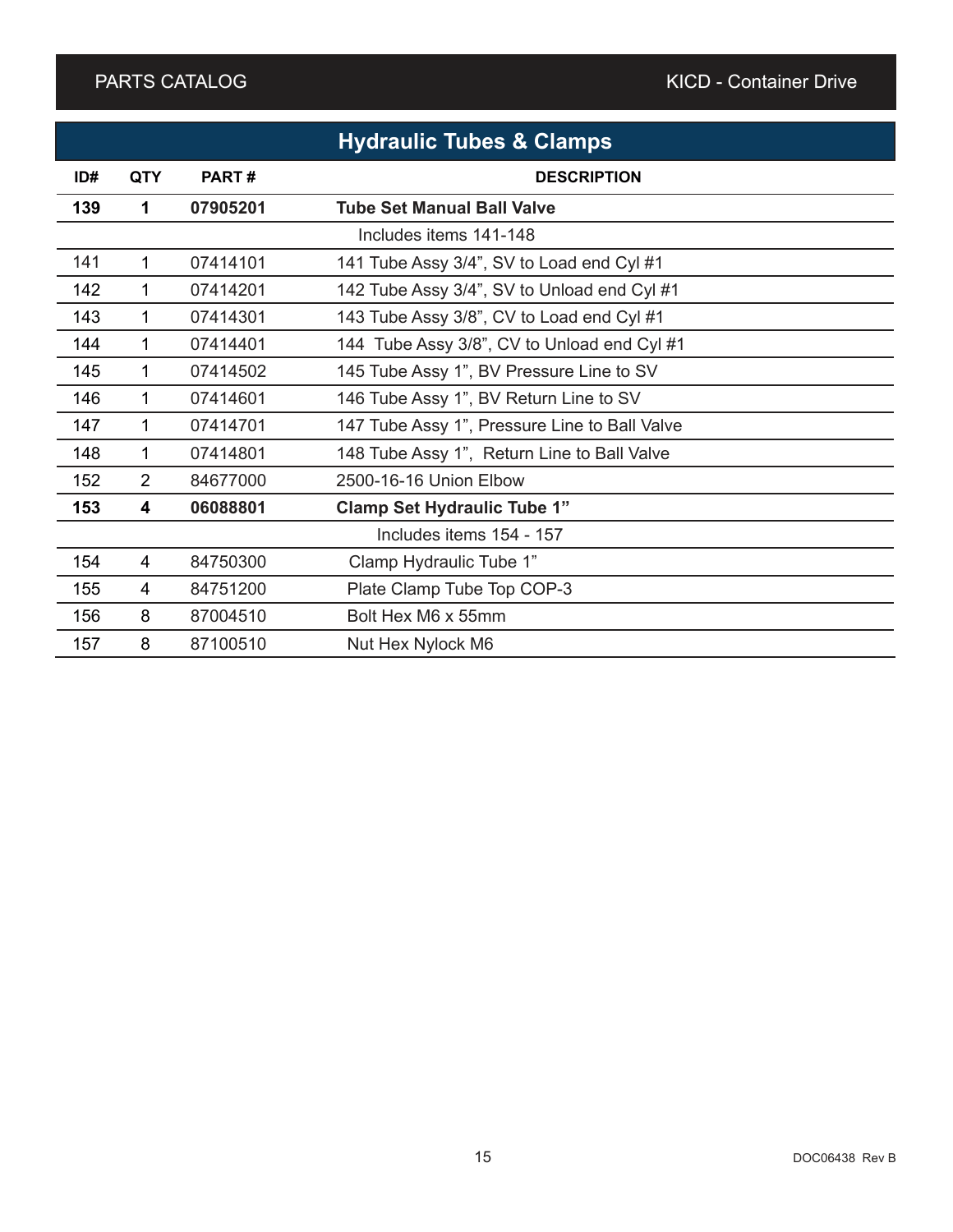## Hydraulic Tubes & Clamps

| ID# | QTY | PART # | DESCRIPTION |
|---|---|---|---|
| **139** | **1** | **07905201** | **Tube Set Manual Ball Valve** |
| | | | Includes items 141-148 |
| 141 | 1 | 07414101 | 141 Tube Assy 3/4", SV to Load end Cyl #1 |
| 142 | 1 | 07414201 | 142 Tube Assy 3/4", SV to Unload end Cyl #1 |
| 143 | 1 | 07414301 | 143 Tube Assy 3/8", CV to Load end Cyl #1 |
| 144 | 1 | 07414401 | 144 Tube Assy 3/8", CV to Unload end Cyl #1 |
| 145 | 1 | 07414502 | 145 Tube Assy 1", BV Pressure Line to SV |
| 146 | 1 | 07414601 | 146 Tube Assy 1", BV Return Line to SV |
| 147 | 1 | 07414701 | 147 Tube Assy 1", Pressure Line to Ball Valve |
| 148 | 1 | 07414801 | 148 Tube Assy 1", Return Line to Ball Valve |
| 152 | 2 | 84677000 | 2500-16-16 Union Elbow |
| **153** | **4** | **06088801** | **Clamp Set Hydraulic Tube 1"** |
| | | | Includes items 154 - 157 |
| 154 | 4 | 84750300 | Clamp Hydraulic Tube 1" |
| 155 | 4 | 84751200 | Plate Clamp Tube Top COP-3 |
| 156 | 8 | 87004510 | Bolt Hex M6 x 55mm |
| 157 | 8 | 87100510 | Nut Hex Nylock M6 |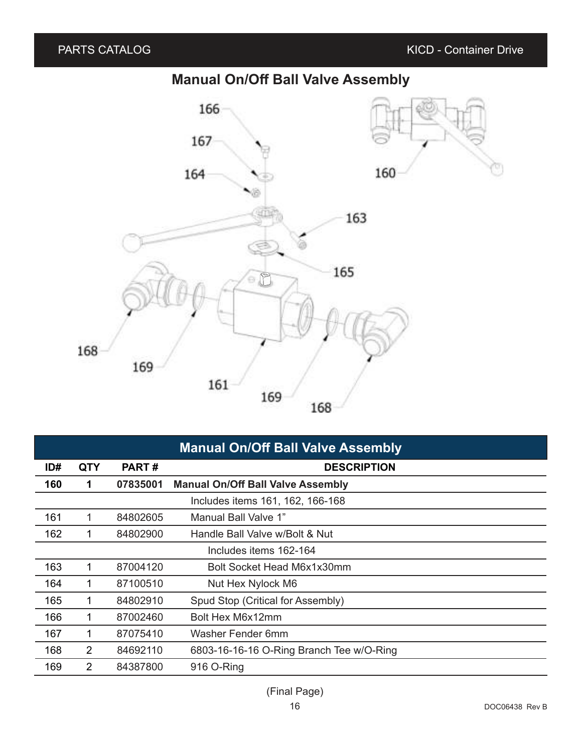## Manual On/Off Ball Valve Assembly

166
167
164
160
163
165
168
169
161
169
168

| Manual On/Off Ball Valve Assembly | | | |
|---|---|---|---|
| **ID#** | **QTY** | **PART #** | **DESCRIPTION** |
| **160** | **1** | **07835001** | **Manual On/Off Ball Valve Assembly** |
| | | | Includes items 161, 162, 166-168 |
| 161 | 1 | 84802605 | Manual Ball Valve 1” |
| 162 | 1 | 84802900 | Handle Ball Valve w/Bolt & Nut |
| | | | Includes items 162-164 |
| 163 | 1 | 87004120 | Bolt Socket Head M6x1x30mm |
| 164 | 1 | 87100510 | Nut Hex Nylock M6 |
| 165 | 1 | 84802910 | Spud Stop (Critical for Assembly) |
| 166 | 1 | 87002460 | Bolt Hex M6x12mm |
| 167 | 1 | 87075410 | Washer Fender 6mm |
| 168 | 2 | 84692110 | 6803-16-16-16 O-Ring Branch Tee w/O-Ring |
| 169 | 2 | 84387800 | 916 O-Ring |

(Final Page)